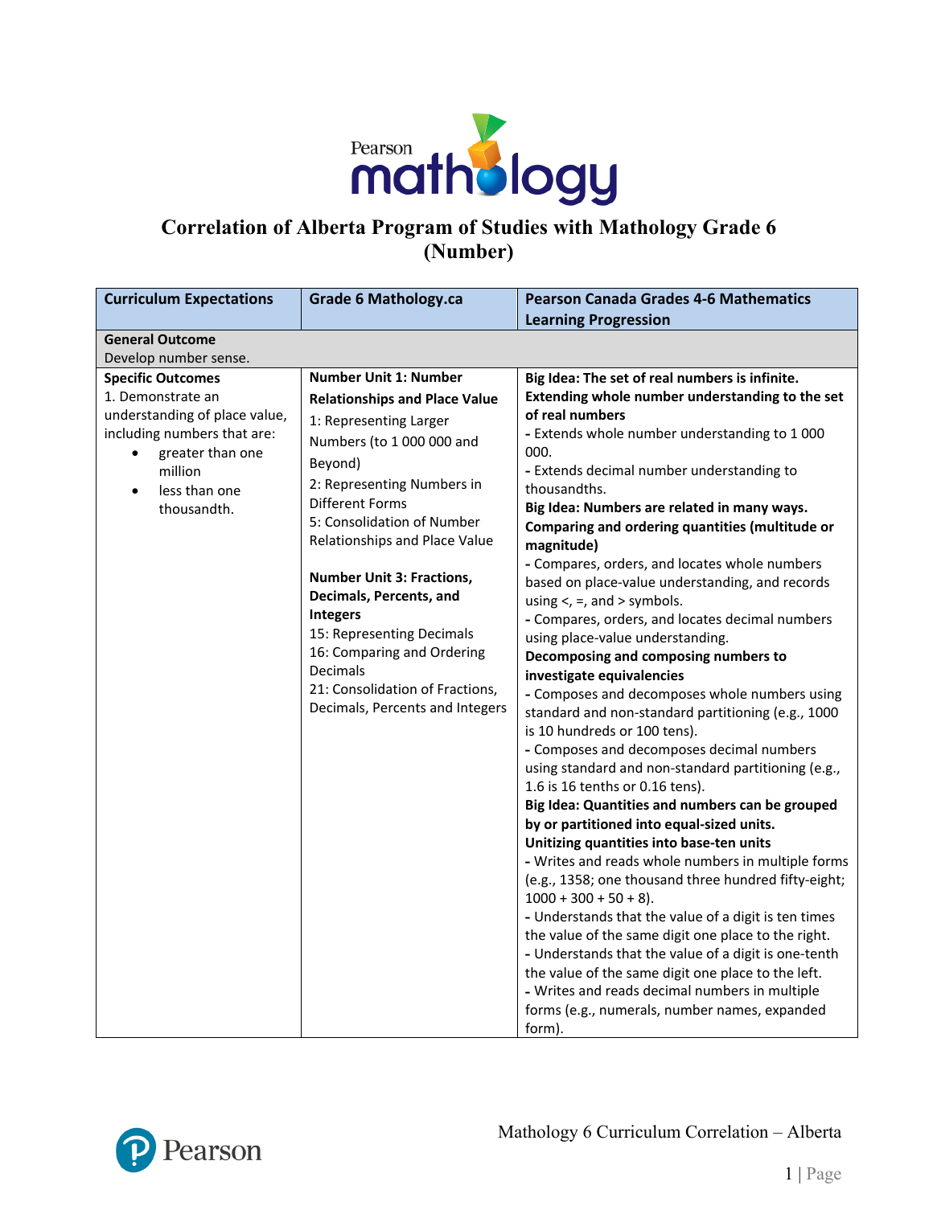# Correlation of Alberta Program of Studies with Mathology Grade 6 (Number)

| Curriculum Expectations | Grade 6 Mathology.ca | Pearson Canada Grades 4-6 Mathematics Learning Progression |
|---|---|---|
| **General Outcome**<br>Develop number sense. | | |
| **Specific Outcomes**<br>1. Demonstrate an understanding of place value, including numbers that are:<br>• greater than one million<br>• less than one thousandth. | **Number Unit 1: Number Relationships and Place Value**<br>1: Representing Larger Numbers (to 1 000 000 and Beyond)<br>2: Representing Numbers in Different Forms<br>5: Consolidation of Number Relationships and Place Value<br><br>**Number Unit 3: Fractions, Decimals, Percents, and Integers**<br>15: Representing Decimals<br>16: Comparing and Ordering Decimals<br>21: Consolidation of Fractions, Decimals, Percents and Integers | **Big Idea: The set of real numbers is infinite.**<br>**Extending whole number understanding to the set of real numbers**<br>- Extends whole number understanding to 1 000 000.<br>- Extends decimal number understanding to thousandths.<br>**Big Idea: Numbers are related in many ways.**<br>**Comparing and ordering quantities (multitude or magnitude)**<br>- Compares, orders, and locates whole numbers based on place-value understanding, and records using <, =, and > symbols.<br>- Compares, orders, and locates decimal numbers using place-value understanding.<br>**Decomposing and composing numbers to investigate equivalencies**<br>- Composes and decomposes whole numbers using standard and non-standard partitioning (e.g., 1000 is 10 hundreds or 100 tens).<br>- Composes and decomposes decimal numbers using standard and non-standard partitioning (e.g., 1.6 is 16 tenths or 0.16 tens).<br>**Big Idea: Quantities and numbers can be grouped by or partitioned into equal-sized units.**<br>**Unitizing quantities into base-ten units**<br>- Writes and reads whole numbers in multiple forms (e.g., 1358; one thousand three hundred fifty-eight; 1000 + 300 + 50 + 8).<br>- Understands that the value of a digit is ten times the value of the same digit one place to the right.<br>- Understands that the value of a digit is one-tenth the value of the same digit one place to the left.<br>- Writes and reads decimal numbers in multiple forms (e.g., numerals, number names, expanded form). |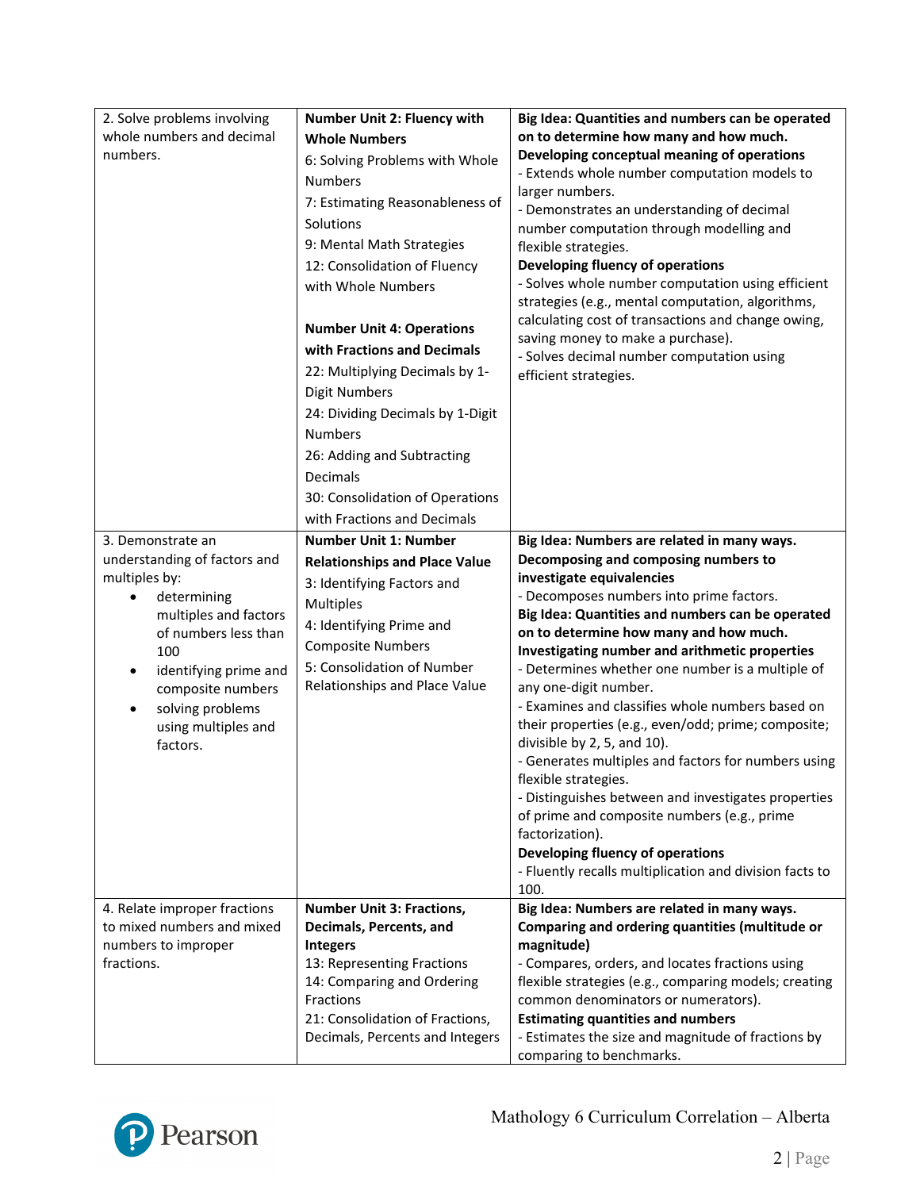| | | |
|---|---|---|
| 2. Solve problems involving whole numbers and decimal numbers. | **Number Unit 2: Fluency with Whole Numbers**<br>6: Solving Problems with Whole Numbers<br>7: Estimating Reasonableness of Solutions<br>9: Mental Math Strategies<br>12: Consolidation of Fluency with Whole Numbers<br><br>**Number Unit 4: Operations with Fractions and Decimals**<br>22: Multiplying Decimals by 1-Digit Numbers<br>24: Dividing Decimals by 1-Digit Numbers<br>26: Adding and Subtracting Decimals<br>30: Consolidation of Operations with Fractions and Decimals | **Big Idea: Quantities and numbers can be operated on to determine how many and how much.**<br>**Developing conceptual meaning of operations**<br>- Extends whole number computation models to larger numbers.<br>- Demonstrates an understanding of decimal number computation through modelling and flexible strategies.<br>**Developing fluency of operations**<br>- Solves whole number computation using efficient strategies (e.g., mental computation, algorithms, calculating cost of transactions and change owing, saving money to make a purchase).<br>- Solves decimal number computation using efficient strategies. |
| 3. Demonstrate an understanding of factors and multiples by:<br>• determining multiples and factors of numbers less than 100<br>• identifying prime and composite numbers<br>• solving problems using multiples and factors. | **Number Unit 1: Number Relationships and Place Value**<br>3: Identifying Factors and Multiples<br>4: Identifying Prime and Composite Numbers<br>5: Consolidation of Number Relationships and Place Value | **Big Idea: Numbers are related in many ways.**<br>**Decomposing and composing numbers to investigate equivalencies**<br>- Decomposes numbers into prime factors.<br>**Big Idea: Quantities and numbers can be operated on to determine how many and how much.**<br>**Investigating number and arithmetic properties**<br>- Determines whether one number is a multiple of any one-digit number.<br>- Examines and classifies whole numbers based on their properties (e.g., even/odd; prime; composite; divisible by 2, 5, and 10).<br>- Generates multiples and factors for numbers using flexible strategies.<br>- Distinguishes between and investigates properties of prime and composite numbers (e.g., prime factorization).<br>**Developing fluency of operations**<br>- Fluently recalls multiplication and division facts to 100. |
| 4. Relate improper fractions to mixed numbers and mixed numbers to improper fractions. | **Number Unit 3: Fractions, Decimals, Percents, and Integers**<br>13: Representing Fractions<br>14: Comparing and Ordering Fractions<br>21: Consolidation of Fractions, Decimals, Percents and Integers | **Big Idea: Numbers are related in many ways.**<br>**Comparing and ordering quantities (multitude or magnitude)**<br>- Compares, orders, and locates fractions using flexible strategies (e.g., comparing models; creating common denominators or numerators).<br>**Estimating quantities and numbers**<br>- Estimates the size and magnitude of fractions by comparing to benchmarks. |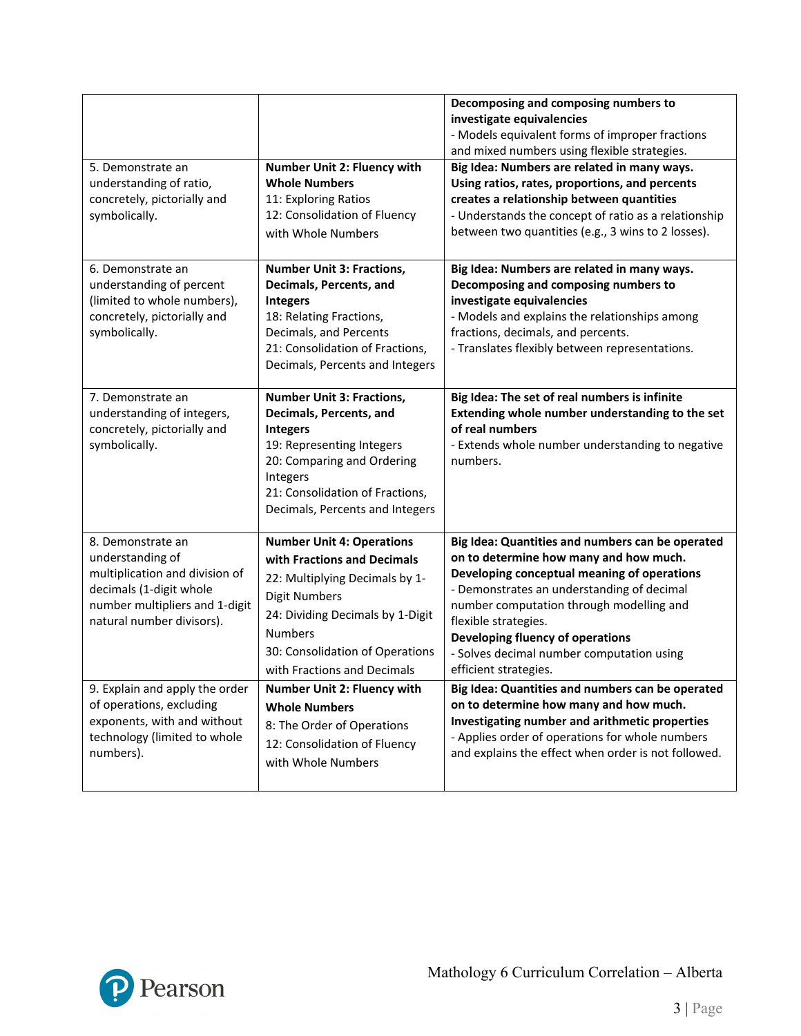| | | |
|---|---|---|
| | | **Decomposing and composing numbers to investigate equivalencies**<br>- Models equivalent forms of improper fractions and mixed numbers using flexible strategies. |
| 5. Demonstrate an understanding of ratio, concretely, pictorially and symbolically. | **Number Unit 2: Fluency with Whole Numbers**<br>11: Exploring Ratios<br>12: Consolidation of Fluency with Whole Numbers | **Big Idea: Numbers are related in many ways. Using ratios, rates, proportions, and percents creates a relationship between quantities**<br>- Understands the concept of ratio as a relationship between two quantities (e.g., 3 wins to 2 losses). |
| 6. Demonstrate an understanding of percent (limited to whole numbers), concretely, pictorially and symbolically. | **Number Unit 3: Fractions, Decimals, Percents, and Integers**<br>18: Relating Fractions, Decimals, and Percents<br>21: Consolidation of Fractions, Decimals, Percents and Integers | **Big Idea: Numbers are related in many ways. Decomposing and composing numbers to investigate equivalencies**<br>- Models and explains the relationships among fractions, decimals, and percents.<br>- Translates flexibly between representations. |
| 7. Demonstrate an understanding of integers, concretely, pictorially and symbolically. | **Number Unit 3: Fractions, Decimals, Percents, and Integers**<br>19: Representing Integers<br>20: Comparing and Ordering Integers<br>21: Consolidation of Fractions, Decimals, Percents and Integers | **Big Idea: The set of real numbers is infinite Extending whole number understanding to the set of real numbers**<br>- Extends whole number understanding to negative numbers. |
| 8. Demonstrate an understanding of multiplication and division of decimals (1-digit whole number multipliers and 1-digit natural number divisors). | **Number Unit 4: Operations with Fractions and Decimals**<br>22: Multiplying Decimals by 1-Digit Numbers<br>24: Dividing Decimals by 1-Digit Numbers<br>30: Consolidation of Operations with Fractions and Decimals | **Big Idea: Quantities and numbers can be operated on to determine how many and how much. Developing conceptual meaning of operations**<br>- Demonstrates an understanding of decimal number computation through modelling and flexible strategies.<br>**Developing fluency of operations**<br>- Solves decimal number computation using efficient strategies. |
| 9. Explain and apply the order of operations, excluding exponents, with and without technology (limited to whole numbers). | **Number Unit 2: Fluency with Whole Numbers**<br>8: The Order of Operations<br>12: Consolidation of Fluency with Whole Numbers | **Big Idea: Quantities and numbers can be operated on to determine how many and how much. Investigating number and arithmetic properties**<br>- Applies order of operations for whole numbers and explains the effect when order is not followed. |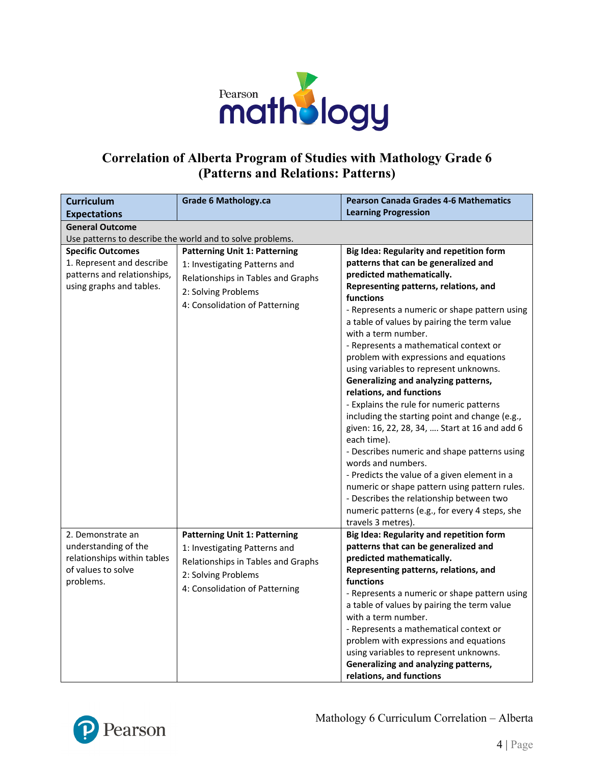## Correlation of Alberta Program of Studies with Mathology Grade 6 (Patterns and Relations: Patterns)

| Curriculum Expectations | Grade 6 Mathology.ca | Pearson Canada Grades 4-6 Mathematics Learning Progression |
|---|---|---|
| **General Outcome**<br>Use patterns to describe the world and to solve problems. | | |
| **Specific Outcomes**<br>1. Represent and describe patterns and relationships, using graphs and tables. | **Patterning Unit 1: Patterning**<br>1: Investigating Patterns and Relationships in Tables and Graphs<br>2: Solving Problems<br>4: Consolidation of Patterning | **Big Idea: Regularity and repetition form patterns that can be generalized and predicted mathematically.**<br>**Representing patterns, relations, and functions**<br>- Represents a numeric or shape pattern using a table of values by pairing the term value with a term number.<br>- Represents a mathematical context or problem with expressions and equations using variables to represent unknowns.<br>**Generalizing and analyzing patterns, relations, and functions**<br>- Explains the rule for numeric patterns including the starting point and change (e.g., given: 16, 22, 28, 34, …. Start at 16 and add 6 each time).<br>- Describes numeric and shape patterns using words and numbers.<br>- Predicts the value of a given element in a numeric or shape pattern using pattern rules.<br>- Describes the relationship between two numeric patterns (e.g., for every 4 steps, she travels 3 metres). |
| 2. Demonstrate an understanding of the relationships within tables of values to solve problems. | **Patterning Unit 1: Patterning**<br>1: Investigating Patterns and Relationships in Tables and Graphs<br>2: Solving Problems<br>4: Consolidation of Patterning | **Big Idea: Regularity and repetition form patterns that can be generalized and predicted mathematically.**<br>**Representing patterns, relations, and functions**<br>- Represents a numeric or shape pattern using a table of values by pairing the term value with a term number.<br>- Represents a mathematical context or problem with expressions and equations using variables to represent unknowns.<br>**Generalizing and analyzing patterns, relations, and functions** |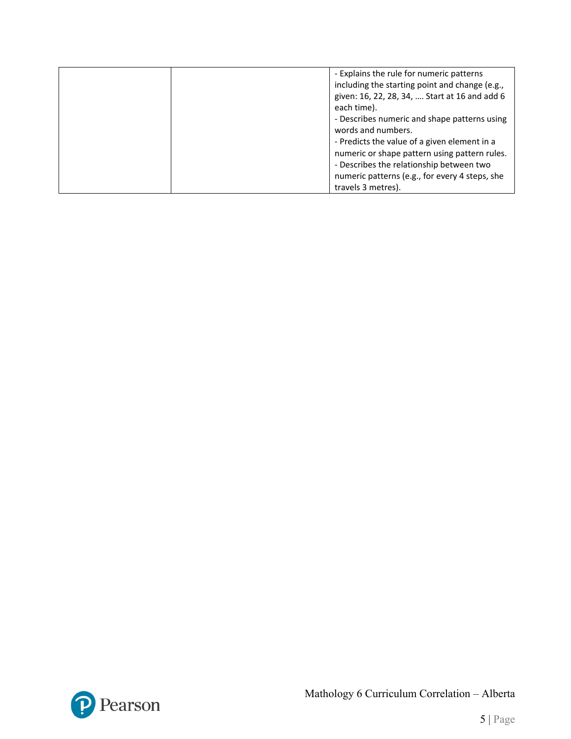|  |  |  |
|---|---|---|
|  |  | - Explains the rule for numeric patterns including the starting point and change (e.g., given: 16, 22, 28, 34, …. Start at 16 and add 6 each time).<br>- Describes numeric and shape patterns using words and numbers.<br>- Predicts the value of a given element in a numeric or shape pattern using pattern rules.<br>- Describes the relationship between two numeric patterns (e.g., for every 4 steps, she travels 3 metres). |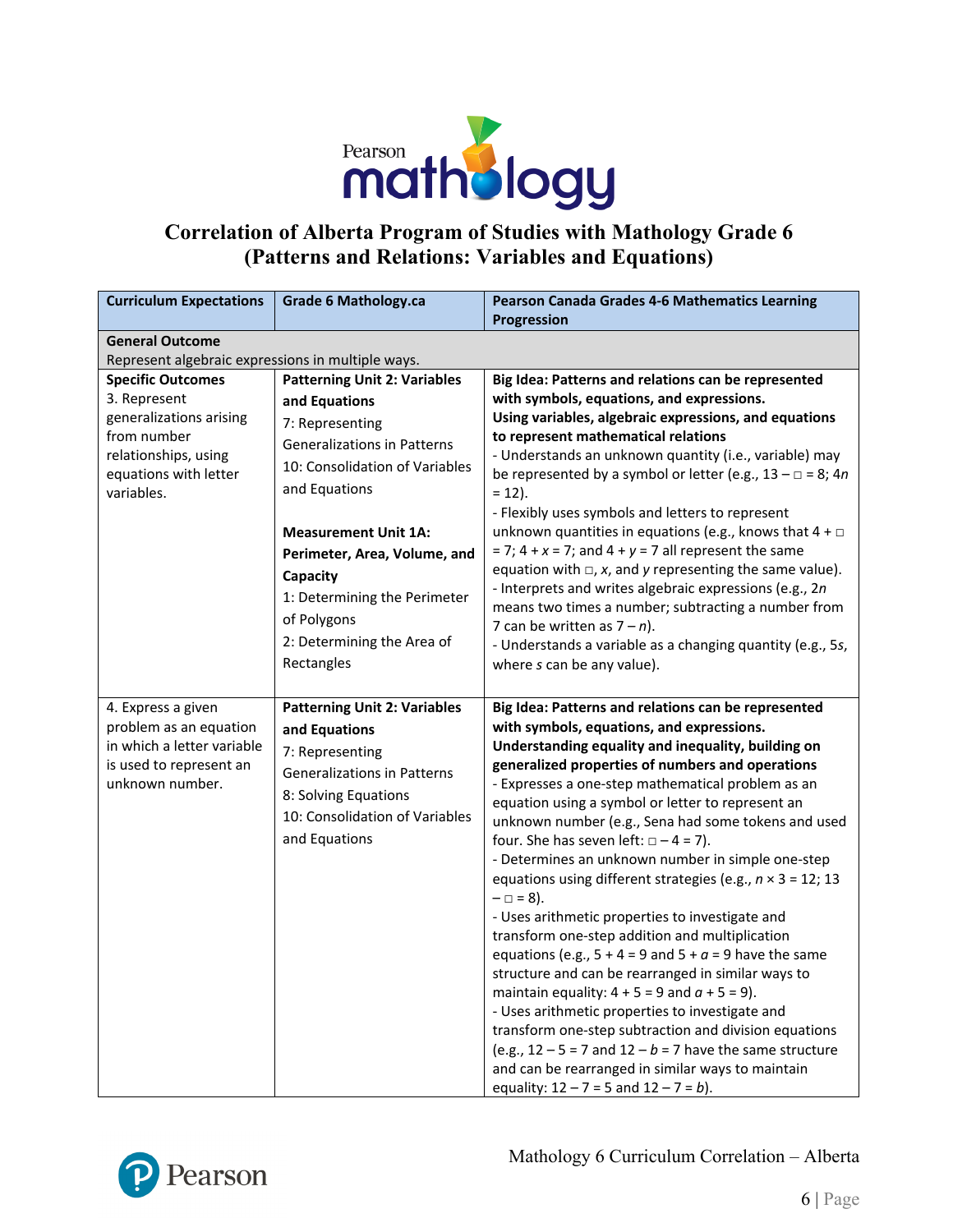# Correlation of Alberta Program of Studies with Mathology Grade 6 (Patterns and Relations: Variables and Equations)

| Curriculum Expectations | Grade 6 Mathology.ca | Pearson Canada Grades 4-6 Mathematics Learning Progression |
|---|---|---|
| **General Outcome**<br>Represent algebraic expressions in multiple ways. | | |
| **Specific Outcomes**<br>3. Represent generalizations arising from number relationships, using equations with letter variables. | **Patterning Unit 2: Variables and Equations**<br>7: Representing Generalizations in Patterns<br>10: Consolidation of Variables and Equations<br><br>**Measurement Unit 1A: Perimeter, Area, Volume, and Capacity**<br>1: Determining the Perimeter of Polygons<br>2: Determining the Area of Rectangles | **Big Idea: Patterns and relations can be represented with symbols, equations, and expressions.**<br>**Using variables, algebraic expressions, and equations to represent mathematical relations**<br>- Understands an unknown quantity (i.e., variable) may be represented by a symbol or letter (e.g., $13 - \square = 8$; $4n = 12$).<br>- Flexibly uses symbols and letters to represent unknown quantities in equations (e.g., knows that $4 + \square = 7$; $4 + x = 7$; and $4 + y = 7$ all represent the same equation with $\square$, $x$, and $y$ representing the same value).<br>- Interprets and writes algebraic expressions (e.g., $2n$ means two times a number; subtracting a number from 7 can be written as $7 - n$).<br>- Understands a variable as a changing quantity (e.g., $5s$, where $s$ can be any value). |
| 4. Express a given problem as an equation in which a letter variable is used to represent an unknown number. | **Patterning Unit 2: Variables and Equations**<br>7: Representing Generalizations in Patterns<br>8: Solving Equations<br>10: Consolidation of Variables and Equations | **Big Idea: Patterns and relations can be represented with symbols, equations, and expressions.**<br>**Understanding equality and inequality, building on generalized properties of numbers and operations**<br>- Expresses a one-step mathematical problem as an equation using a symbol or letter to represent an unknown number (e.g., Sena had some tokens and used four. She has seven left: $\square - 4 = 7$).<br>- Determines an unknown number in simple one-step equations using different strategies (e.g., $n \times 3 = 12$; $13 - \square = 8$).<br>- Uses arithmetic properties to investigate and transform one-step addition and multiplication equations (e.g., $5 + 4 = 9$ and $5 + a = 9$ have the same structure and can be rearranged in similar ways to maintain equality: $4 + 5 = 9$ and $a + 5 = 9$).<br>- Uses arithmetic properties to investigate and transform one-step subtraction and division equations (e.g., $12 - 5 = 7$ and $12 - b = 7$ have the same structure and can be rearranged in similar ways to maintain equality: $12 - 7 = 5$ and $12 - 7 = b$). |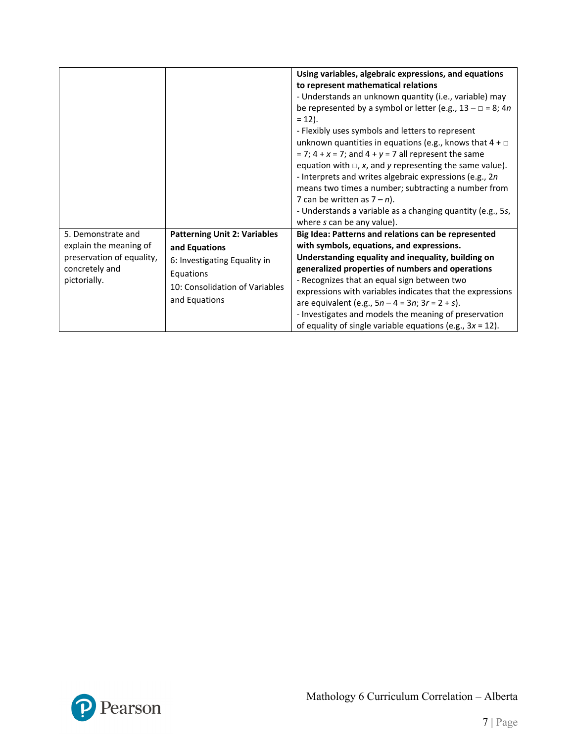| | | |
|---|---|---|
| | | **Using variables, algebraic expressions, and equations to represent mathematical relations**<br>- Understands an unknown quantity (i.e., variable) may be represented by a symbol or letter (e.g., $13 - \square = 8$; $4n = 12$).<br>- Flexibly uses symbols and letters to represent unknown quantities in equations (e.g., knows that $4 + \square = 7$; $4 + x = 7$; and $4 + y = 7$ all represent the same equation with $\square$, $x$, and $y$ representing the same value).<br>- Interprets and writes algebraic expressions (e.g., $2n$ means two times a number; subtracting a number from 7 can be written as $7 - n$).<br>- Understands a variable as a changing quantity (e.g., $5s$, where $s$ can be any value). |
| 5. Demonstrate and explain the meaning of preservation of equality, concretely and pictorially. | **Patterning Unit 2: Variables and Equations**<br>6: Investigating Equality in Equations<br>10: Consolidation of Variables and Equations | **Big Idea: Patterns and relations can be represented with symbols, equations, and expressions.**<br>**Understanding equality and inequality, building on generalized properties of numbers and operations**<br>- Recognizes that an equal sign between two expressions with variables indicates that the expressions are equivalent (e.g., $5n - 4 = 3n$; $3r = 2 + s$).<br>- Investigates and models the meaning of preservation of equality of single variable equations (e.g., $3x = 12$). |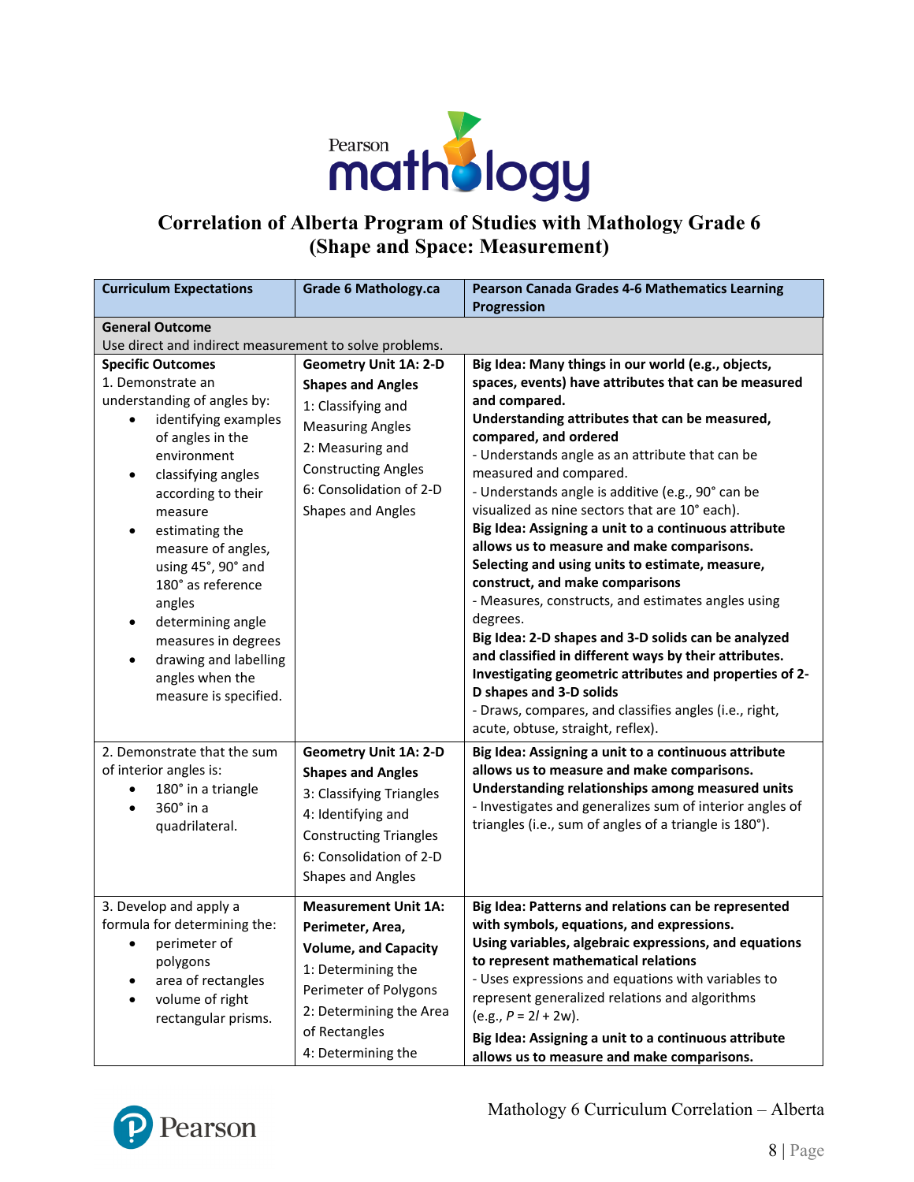# Correlation of Alberta Program of Studies with Mathology Grade 6 (Shape and Space: Measurement)

| Curriculum Expectations | Grade 6 Mathology.ca | Pearson Canada Grades 4-6 Mathematics Learning Progression |
|---|---|---|
| **General Outcome**<br>Use direct and indirect measurement to solve problems. | | |
| **Specific Outcomes**<br>1. Demonstrate an understanding of angles by:<br>• identifying examples of angles in the environment<br>• classifying angles according to their measure<br>• estimating the measure of angles, using 45°, 90° and 180° as reference angles<br>• determining angle measures in degrees<br>• drawing and labelling angles when the measure is specified. | **Geometry Unit 1A: 2-D Shapes and Angles**<br>1: Classifying and Measuring Angles<br>2: Measuring and Constructing Angles<br>6: Consolidation of 2-D Shapes and Angles | **Big Idea: Many things in our world (e.g., objects, spaces, events) have attributes that can be measured and compared.**<br>**Understanding attributes that can be measured, compared, and ordered**<br>- Understands angle as an attribute that can be measured and compared.<br>- Understands angle is additive (e.g., 90° can be visualized as nine sectors that are 10° each).<br>**Big Idea: Assigning a unit to a continuous attribute allows us to measure and make comparisons.**<br>**Selecting and using units to estimate, measure, construct, and make comparisons**<br>- Measures, constructs, and estimates angles using degrees.<br>**Big Idea: 2-D shapes and 3-D solids can be analyzed and classified in different ways by their attributes.**<br>**Investigating geometric attributes and properties of 2-D shapes and 3-D solids**<br>- Draws, compares, and classifies angles (i.e., right, acute, obtuse, straight, reflex). |
| 2. Demonstrate that the sum of interior angles is:<br>• 180° in a triangle<br>• 360° in a quadrilateral. | **Geometry Unit 1A: 2-D Shapes and Angles**<br>3: Classifying Triangles<br>4: Identifying and Constructing Triangles<br>6: Consolidation of 2-D Shapes and Angles | **Big Idea: Assigning a unit to a continuous attribute allows us to measure and make comparisons.**<br>**Understanding relationships among measured units**<br>- Investigates and generalizes sum of interior angles of triangles (i.e., sum of angles of a triangle is 180°). |
| 3. Develop and apply a formula for determining the:<br>• perimeter of polygons<br>• area of rectangles<br>• volume of right rectangular prisms. | **Measurement Unit 1A: Perimeter, Area, Volume, and Capacity**<br>1: Determining the Perimeter of Polygons<br>2: Determining the Area of Rectangles<br>4: Determining the | **Big Idea: Patterns and relations can be represented with symbols, equations, and expressions.**<br>**Using variables, algebraic expressions, and equations to represent mathematical relations**<br>- Uses expressions and equations with variables to represent generalized relations and algorithms (e.g., $P = 2l + 2w$).<br>**Big Idea: Assigning a unit to a continuous attribute allows us to measure and make comparisons.** |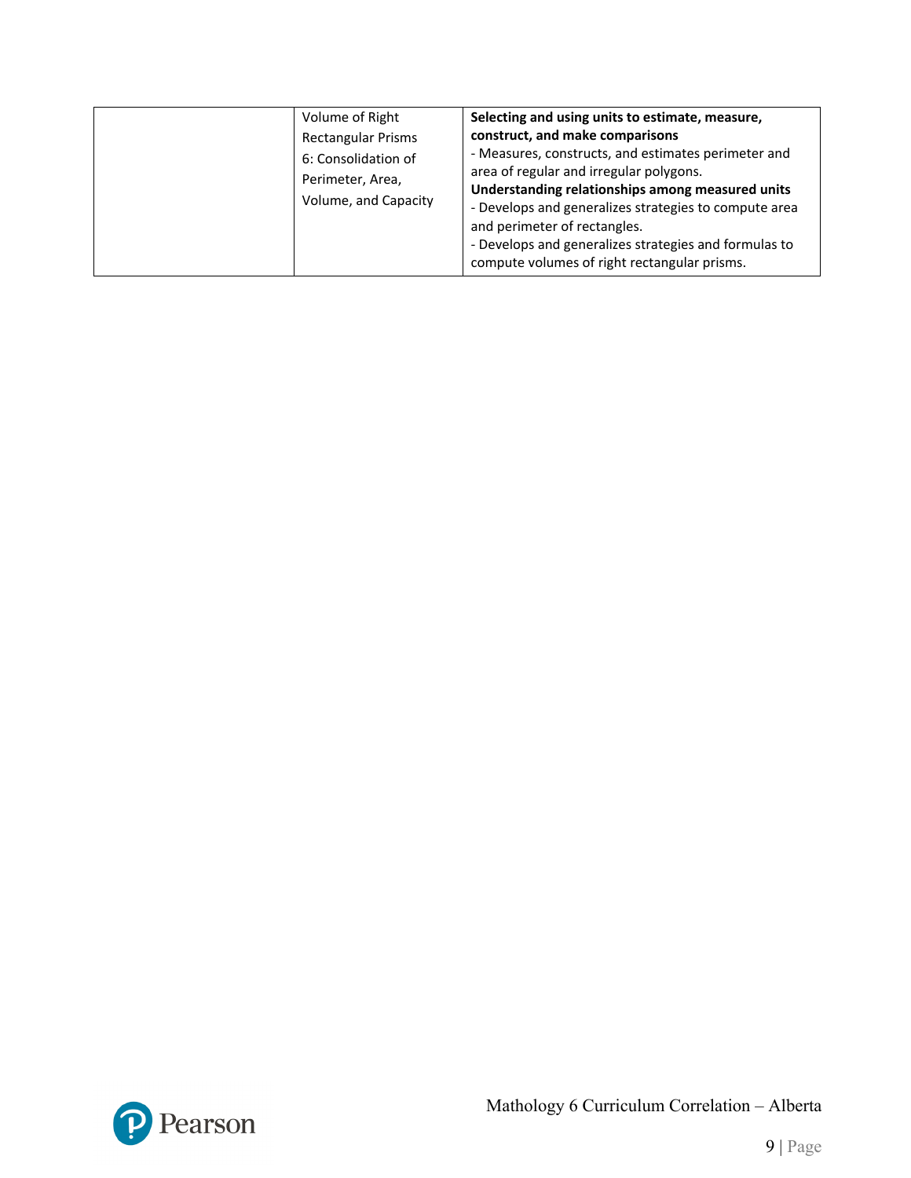| | | |
|---|---|---|
| | Volume of Right Rectangular Prisms<br>6: Consolidation of Perimeter, Area, Volume, and Capacity | **Selecting and using units to estimate, measure, construct, and make comparisons**<br>- Measures, constructs, and estimates perimeter and area of regular and irregular polygons.<br>**Understanding relationships among measured units**<br>- Develops and generalizes strategies to compute area and perimeter of rectangles.<br>- Develops and generalizes strategies and formulas to compute volumes of right rectangular prisms. |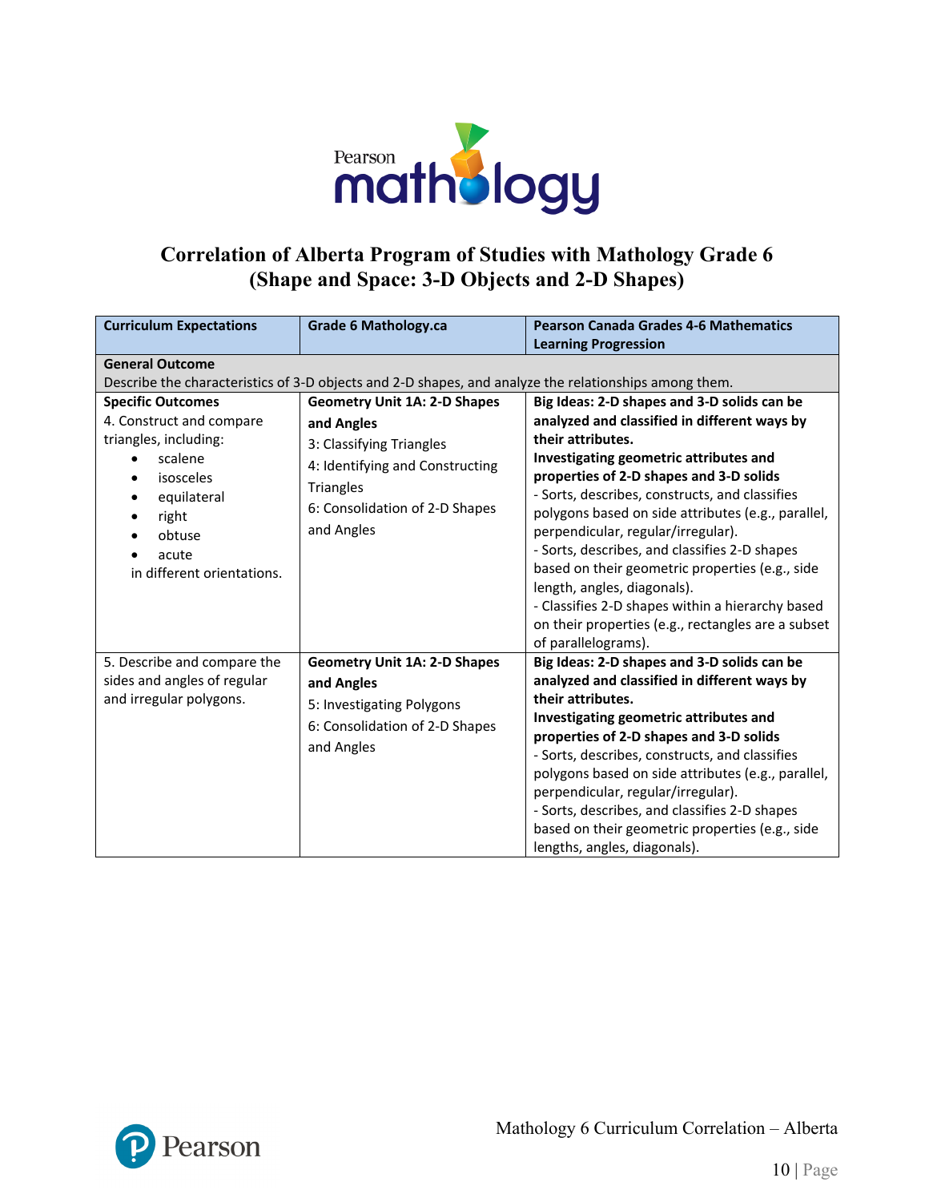# Correlation of Alberta Program of Studies with Mathology Grade 6 (Shape and Space: 3-D Objects and 2-D Shapes)

| Curriculum Expectations | Grade 6 Mathology.ca | Pearson Canada Grades 4-6 Mathematics Learning Progression |
|---|---|---|
| **General Outcome**<br>Describe the characteristics of 3-D objects and 2-D shapes, and analyze the relationships among them. | | |
| **Specific Outcomes**<br>4. Construct and compare triangles, including:<br>• scalene<br>• isosceles<br>• equilateral<br>• right<br>• obtuse<br>• acute<br>in different orientations. | **Geometry Unit 1A: 2-D Shapes and Angles**<br>3: Classifying Triangles<br>4: Identifying and Constructing Triangles<br>6: Consolidation of 2-D Shapes and Angles | **Big Ideas: 2-D shapes and 3-D solids can be analyzed and classified in different ways by their attributes.**<br>**Investigating geometric attributes and properties of 2-D shapes and 3-D solids**<br>- Sorts, describes, constructs, and classifies polygons based on side attributes (e.g., parallel, perpendicular, regular/irregular).<br>- Sorts, describes, and classifies 2-D shapes based on their geometric properties (e.g., side length, angles, diagonals).<br>- Classifies 2-D shapes within a hierarchy based on their properties (e.g., rectangles are a subset of parallelograms). |
| 5. Describe and compare the sides and angles of regular and irregular polygons. | **Geometry Unit 1A: 2-D Shapes and Angles**<br>5: Investigating Polygons<br>6: Consolidation of 2-D Shapes and Angles | **Big Ideas: 2-D shapes and 3-D solids can be analyzed and classified in different ways by their attributes.**<br>**Investigating geometric attributes and properties of 2-D shapes and 3-D solids**<br>- Sorts, describes, constructs, and classifies polygons based on side attributes (e.g., parallel, perpendicular, regular/irregular).<br>- Sorts, describes, and classifies 2-D shapes based on their geometric properties (e.g., side lengths, angles, diagonals). |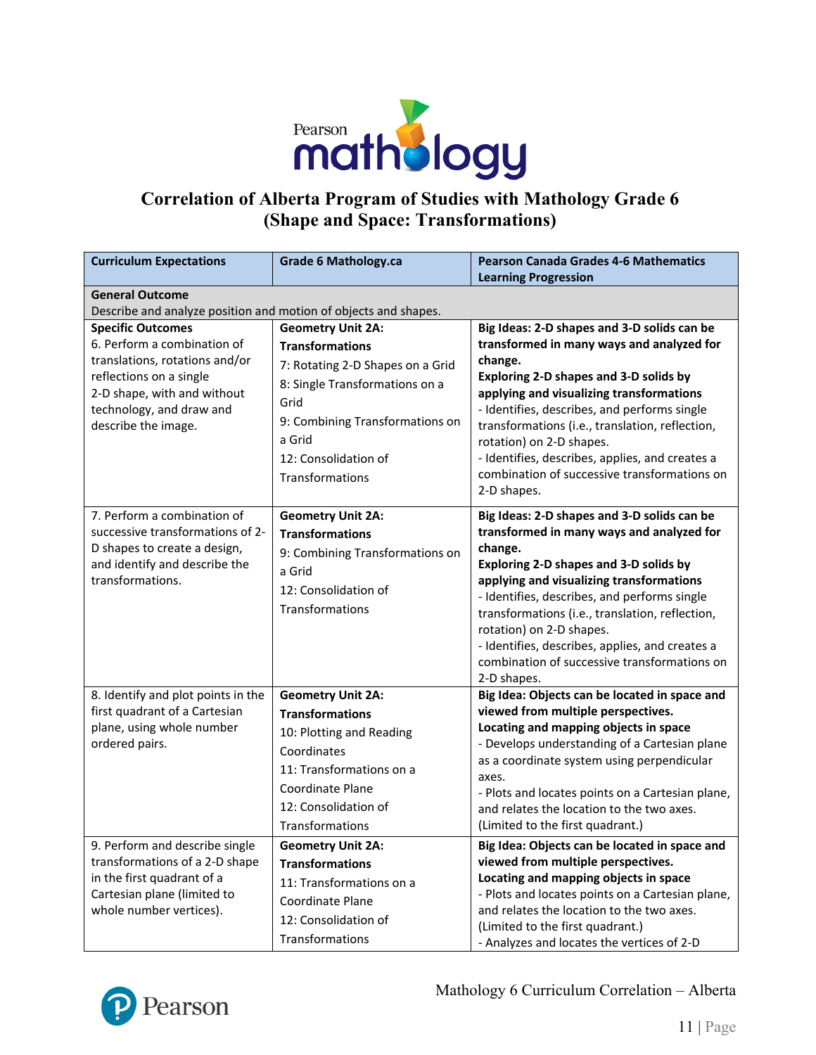# Correlation of Alberta Program of Studies with Mathology Grade 6 (Shape and Space: Transformations)

| Curriculum Expectations | Grade 6 Mathology.ca | Pearson Canada Grades 4-6 Mathematics Learning Progression |
|---|---|---|
| **General Outcome**<br>Describe and analyze position and motion of objects and shapes. | | |
| **Specific Outcomes**<br>6. Perform a combination of translations, rotations and/or reflections on a single 2-D shape, with and without technology, and draw and describe the image. | **Geometry Unit 2A: Transformations**<br>7: Rotating 2-D Shapes on a Grid<br>8: Single Transformations on a Grid<br>9: Combining Transformations on a Grid<br>12: Consolidation of Transformations | **Big Ideas: 2-D shapes and 3-D solids can be transformed in many ways and analyzed for change.**<br>**Exploring 2-D shapes and 3-D solids by applying and visualizing transformations**<br>- Identifies, describes, and performs single transformations (i.e., translation, reflection, rotation) on 2-D shapes.<br>- Identifies, describes, applies, and creates a combination of successive transformations on 2-D shapes. |
| 7. Perform a combination of successive transformations of 2-D shapes to create a design, and identify and describe the transformations. | **Geometry Unit 2A: Transformations**<br>9: Combining Transformations on a Grid<br>12: Consolidation of Transformations | **Big Ideas: 2-D shapes and 3-D solids can be transformed in many ways and analyzed for change.**<br>**Exploring 2-D shapes and 3-D solids by applying and visualizing transformations**<br>- Identifies, describes, and performs single transformations (i.e., translation, reflection, rotation) on 2-D shapes.<br>- Identifies, describes, applies, and creates a combination of successive transformations on 2-D shapes. |
| 8. Identify and plot points in the first quadrant of a Cartesian plane, using whole number ordered pairs. | **Geometry Unit 2A: Transformations**<br>10: Plotting and Reading Coordinates<br>11: Transformations on a Coordinate Plane<br>12: Consolidation of Transformations | **Big Idea: Objects can be located in space and viewed from multiple perspectives.**<br>**Locating and mapping objects in space**<br>- Develops understanding of a Cartesian plane as a coordinate system using perpendicular axes.<br>- Plots and locates points on a Cartesian plane, and relates the location to the two axes. (Limited to the first quadrant.) |
| 9. Perform and describe single transformations of a 2-D shape in the first quadrant of a Cartesian plane (limited to whole number vertices). | **Geometry Unit 2A: Transformations**<br>11: Transformations on a Coordinate Plane<br>12: Consolidation of Transformations | **Big Idea: Objects can be located in space and viewed from multiple perspectives.**<br>**Locating and mapping objects in space**<br>- Plots and locates points on a Cartesian plane, and relates the location to the two axes. (Limited to the first quadrant.)<br>- Analyzes and locates the vertices of 2-D |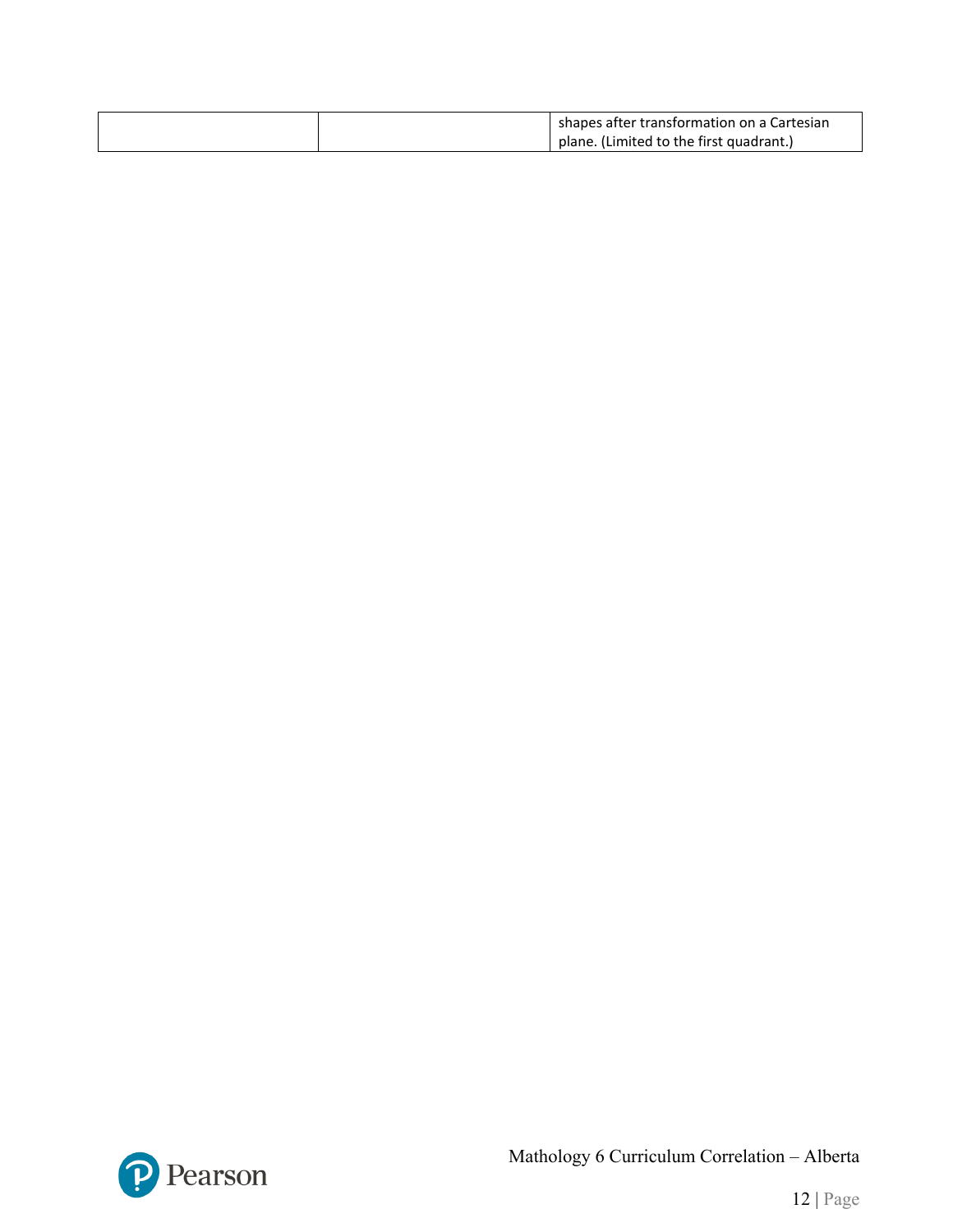|  |  | shapes after transformation on a Cartesian plane. (Limited to the first quadrant.) |
|---|---|---|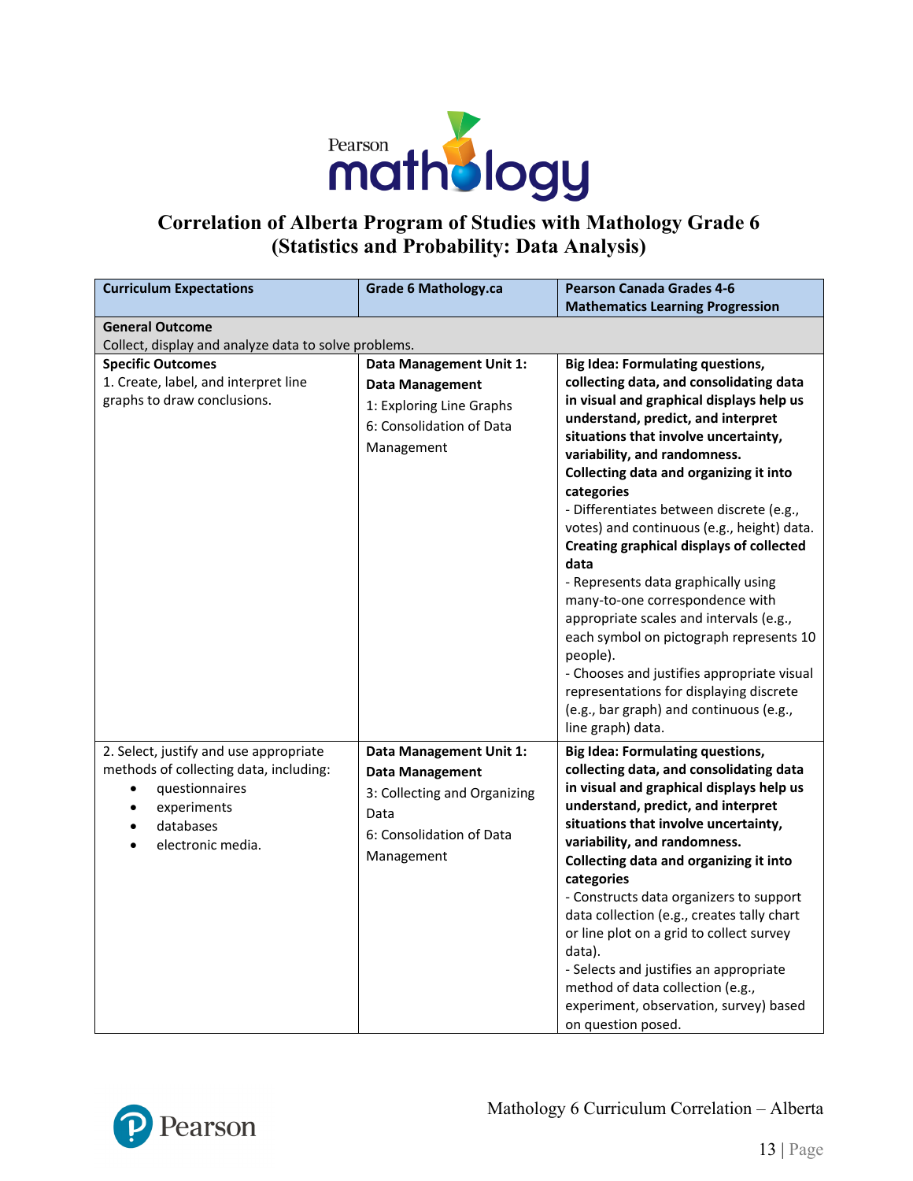# Correlation of Alberta Program of Studies with Mathology Grade 6 (Statistics and Probability: Data Analysis)

| Curriculum Expectations | Grade 6 Mathology.ca | Pearson Canada Grades 4-6 Mathematics Learning Progression |
|---|---|---|
| **General Outcome**<br>Collect, display and analyze data to solve problems. | | |
| **Specific Outcomes**<br>1. Create, label, and interpret line graphs to draw conclusions. | **Data Management Unit 1: Data Management**<br>1: Exploring Line Graphs<br>6: Consolidation of Data Management | **Big Idea: Formulating questions, collecting data, and consolidating data in visual and graphical displays help us understand, predict, and interpret situations that involve uncertainty, variability, and randomness.**<br>**Collecting data and organizing it into categories**<br>- Differentiates between discrete (e.g., votes) and continuous (e.g., height) data.<br>**Creating graphical displays of collected data**<br>- Represents data graphically using many-to-one correspondence with appropriate scales and intervals (e.g., each symbol on pictograph represents 10 people).<br>- Chooses and justifies appropriate visual representations for displaying discrete (e.g., bar graph) and continuous (e.g., line graph) data. |
| 2. Select, justify and use appropriate methods of collecting data, including:<br>• questionnaires<br>• experiments<br>• databases<br>• electronic media. | **Data Management Unit 1: Data Management**<br>3: Collecting and Organizing Data<br>6: Consolidation of Data Management | **Big Idea: Formulating questions, collecting data, and consolidating data in visual and graphical displays help us understand, predict, and interpret situations that involve uncertainty, variability, and randomness.**<br>**Collecting data and organizing it into categories**<br>- Constructs data organizers to support data collection (e.g., creates tally chart or line plot on a grid to collect survey data).<br>- Selects and justifies an appropriate method of data collection (e.g., experiment, observation, survey) based on question posed. |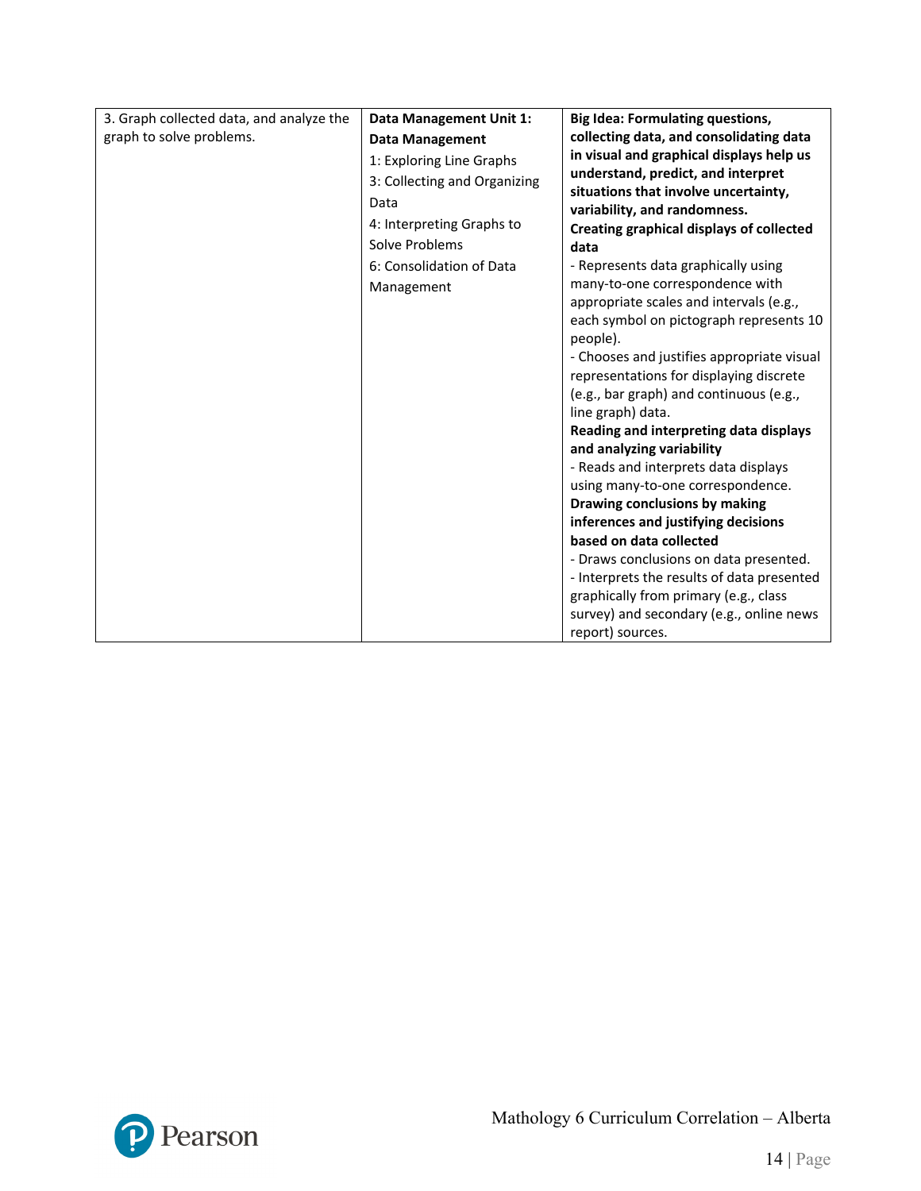| | | |
|---|---|---|
| 3. Graph collected data, and analyze the graph to solve problems. | **Data Management Unit 1: Data Management**<br>1: Exploring Line Graphs<br>3: Collecting and Organizing Data<br>4: Interpreting Graphs to Solve Problems<br>6: Consolidation of Data Management | **Big Idea: Formulating questions, collecting data, and consolidating data in visual and graphical displays help us understand, predict, and interpret situations that involve uncertainty, variability, and randomness.**<br>**Creating graphical displays of collected data**<br>- Represents data graphically using many-to-one correspondence with appropriate scales and intervals (e.g., each symbol on pictograph represents 10 people).<br>- Chooses and justifies appropriate visual representations for displaying discrete (e.g., bar graph) and continuous (e.g., line graph) data.<br>**Reading and interpreting data displays and analyzing variability**<br>- Reads and interprets data displays using many-to-one correspondence.<br>**Drawing conclusions by making inferences and justifying decisions based on data collected**<br>- Draws conclusions on data presented.<br>- Interprets the results of data presented graphically from primary (e.g., class survey) and secondary (e.g., online news report) sources. |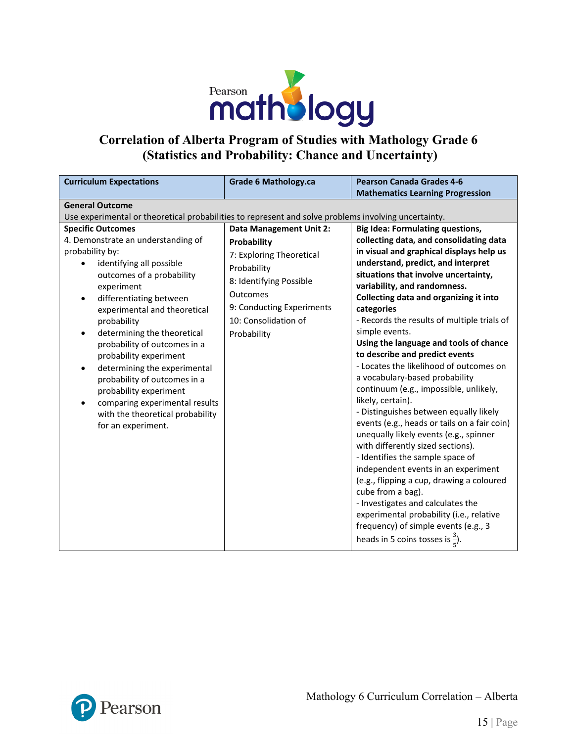Pearson mathology

# Correlation of Alberta Program of Studies with Mathology Grade 6 (Statistics and Probability: Chance and Uncertainty)

| Curriculum Expectations | Grade 6 Mathology.ca | Pearson Canada Grades 4-6 Mathematics Learning Progression |
|---|---|---|
| **General Outcome**<br>Use experimental or theoretical probabilities to represent and solve problems involving uncertainty. | | |
| **Specific Outcomes**<br>4. Demonstrate an understanding of probability by:<br>• identifying all possible outcomes of a probability experiment<br>• differentiating between experimental and theoretical probability<br>• determining the theoretical probability of outcomes in a probability experiment<br>• determining the experimental probability of outcomes in a probability experiment<br>• comparing experimental results with the theoretical probability for an experiment. | **Data Management Unit 2: Probability**<br>7: Exploring Theoretical Probability<br>8: Identifying Possible Outcomes<br>9: Conducting Experiments<br>10: Consolidation of Probability | **Big Idea: Formulating questions, collecting data, and consolidating data in visual and graphical displays help us understand, predict, and interpret situations that involve uncertainty, variability, and randomness.**<br>**Collecting data and organizing it into categories**<br>- Records the results of multiple trials of simple events.<br>**Using the language and tools of chance to describe and predict events**<br>- Locates the likelihood of outcomes on a vocabulary-based probability continuum (e.g., impossible, unlikely, likely, certain).<br>- Distinguishes between equally likely events (e.g., heads or tails on a fair coin) unequally likely events (e.g., spinner with differently sized sections).<br>- Identifies the sample space of independent events in an experiment (e.g., flipping a cup, drawing a coloured cube from a bag).<br>- Investigates and calculates the experimental probability (i.e., relative frequency) of simple events (e.g., 3 heads in 5 coins tosses is $\frac{3}{5}$). |

Mathology 6 Curriculum Correlation – Alberta